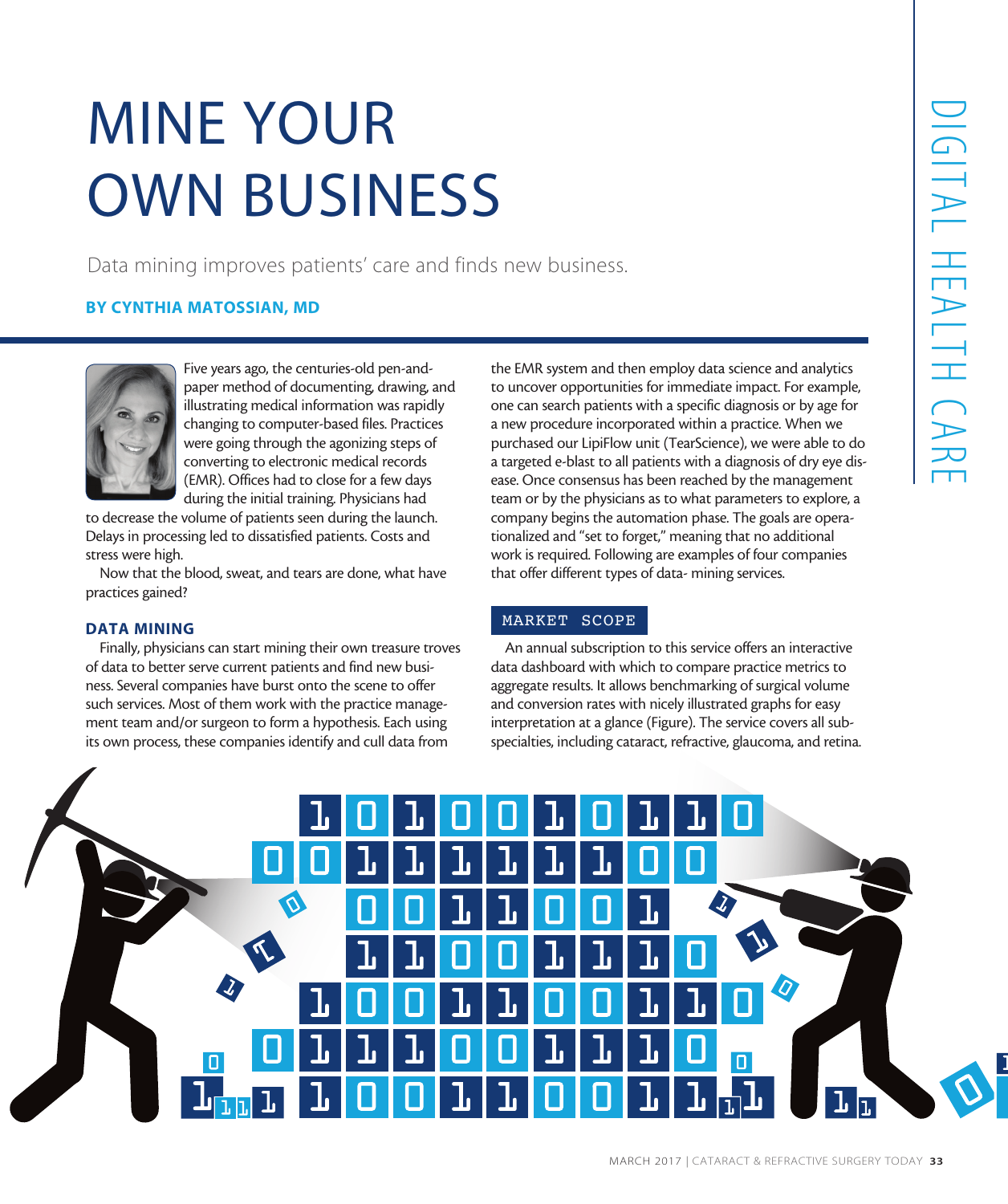# MINE YOUR OWN BUSINESS

Data mining improves patients' care and finds new business.

**BY CYNTHIA MATOSSIAN, MD**

Five years ago, the centuries-old pen-and-paper method of documenting, drawing, and illustrating medical information was rapidly changing to computer-based files. Practices were going through the agonizing steps of converting to electronic medical records (EMR). Offices had to close for a few days during the initial training. Physicians had to decrease the volume of patients seen during the launch. Delays in processing led to dissatisfied patients. Costs and stress were high.

Now that the blood, sweat, and tears are done, what have practices gained?

## DATA MINING

Finally, physicians can start mining their own treasure troves of data to better serve current patients and find new business. Several companies have burst onto the scene to offer such services. Most of them work with the practice management team and/or surgeon to form a hypothesis. Each using its own process, these companies identify and cull data from the EMR system and then employ data science and analytics to uncover opportunities for immediate impact. For example, one can search patients with a specific diagnosis or by age for a new procedure incorporated within a practice. When we purchased our LipiFlow unit (TearScience), we were able to do a targeted e-blast to all patients with a diagnosis of dry eye disease. Once consensus has been reached by the management team or by the physicians as to what parameters to explore, a company begins the automation phase. The goals are operationalized and "set to forget," meaning that no additional work is required. Following are examples of four companies that offer different types of data- mining services.

### MARKET SCOPE

An annual subscription to this service offers an interactive data dashboard with which to compare practice metrics to aggregate results. It allows benchmarking of surgical volume and conversion rates with nicely illustrated graphs for easy interpretation at a glance (Figure). The service covers all subspecialties, including cataract, refractive, glaucoma, and retina.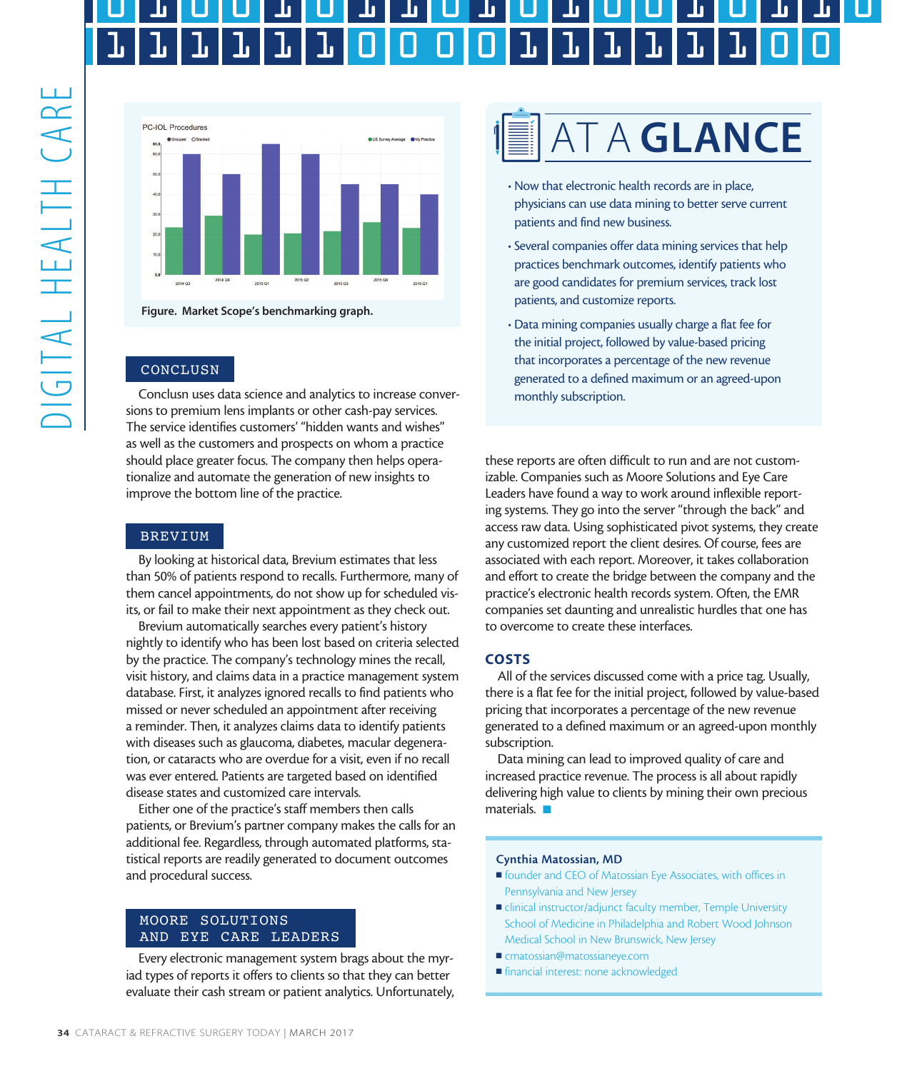PC-IOL Procedures

Grouped Stacked

US Survey Average My Practice

65.0
60.0
50.0
40.0
30.0
20.0
10.0
0.0

2014 Q3
2014 Q4
2015 Q1
2015 Q2
2015 Q3
2015 Q4
2016 Q1

**Figure. Market Scope's benchmarking graph.**

## CONCLUSN

Conclusn uses data science and analytics to increase conversions to premium lens implants or other cash-pay services. The service identifies customers' "hidden wants and wishes" as well as the customers and prospects on whom a practice should place greater focus. The company then helps operationalize and automate the generation of new insights to improve the bottom line of the practice.

## BREVIUM

By looking at historical data, Brevium estimates that less than 50% of patients respond to recalls. Furthermore, many of them cancel appointments, do not show up for scheduled visits, or fail to make their next appointment as they check out.

Brevium automatically searches every patient's history nightly to identify who has been lost based on criteria selected by the practice. The company's technology mines the recall, visit history, and claims data in a practice management system database. First, it analyzes ignored recalls to find patients who missed or never scheduled an appointment after receiving a reminder. Then, it analyzes claims data to identify patients with diseases such as glaucoma, diabetes, macular degeneration, or cataracts who are overdue for a visit, even if no recall was ever entered. Patients are targeted based on identified disease states and customized care intervals.

Either one of the practice's staff members then calls patients, or Brevium's partner company makes the calls for an additional fee. Regardless, through automated platforms, statistical reports are readily generated to document outcomes and procedural success.

## MOORE SOLUTIONS AND EYE CARE LEADERS

Every electronic management system brags about the myriad types of reports it offers to clients so that they can better evaluate their cash stream or patient analytics. Unfortunately, these reports are often difficult to run and are not customizable. Companies such as Moore Solutions and Eye Care Leaders have found a way to work around inflexible reporting systems. They go into the server "through the back" and access raw data. Using sophisticated pivot systems, they create any customized report the client desires. Of course, fees are associated with each report. Moreover, it takes collaboration and effort to create the bridge between the company and the practice's electronic health records system. Often, the EMR companies set daunting and unrealistic hurdles that one has to overcome to create these interfaces.

## COSTS

All of the services discussed come with a price tag. Usually, there is a flat fee for the initial project, followed by value-based pricing that incorporates a percentage of the new revenue generated to a defined maximum or an agreed-upon monthly subscription.

Data mining can lead to improved quality of care and increased practice revenue. The process is all about rapidly delivering high value to clients by mining their own precious materials. ■

## AT A GLANCE

- Now that electronic health records are in place, physicians can use data mining to better serve current patients and find new business.
- Several companies offer data mining services that help practices benchmark outcomes, identify patients who are good candidates for premium services, track lost patients, and customize reports.
- Data mining companies usually charge a flat fee for the initial project, followed by value-based pricing that incorporates a percentage of the new revenue generated to a defined maximum or an agreed-upon monthly subscription.

**Cynthia Matossian, MD**

- founder and CEO of Matossian Eye Associates, with offices in Pennsylvania and New Jersey
- clinical instructor/adjunct faculty member, Temple University School of Medicine in Philadelphia and Robert Wood Johnson Medical School in New Brunswick, New Jersey
- cmatossian@matossianeye.com
- financial interest: none acknowledged